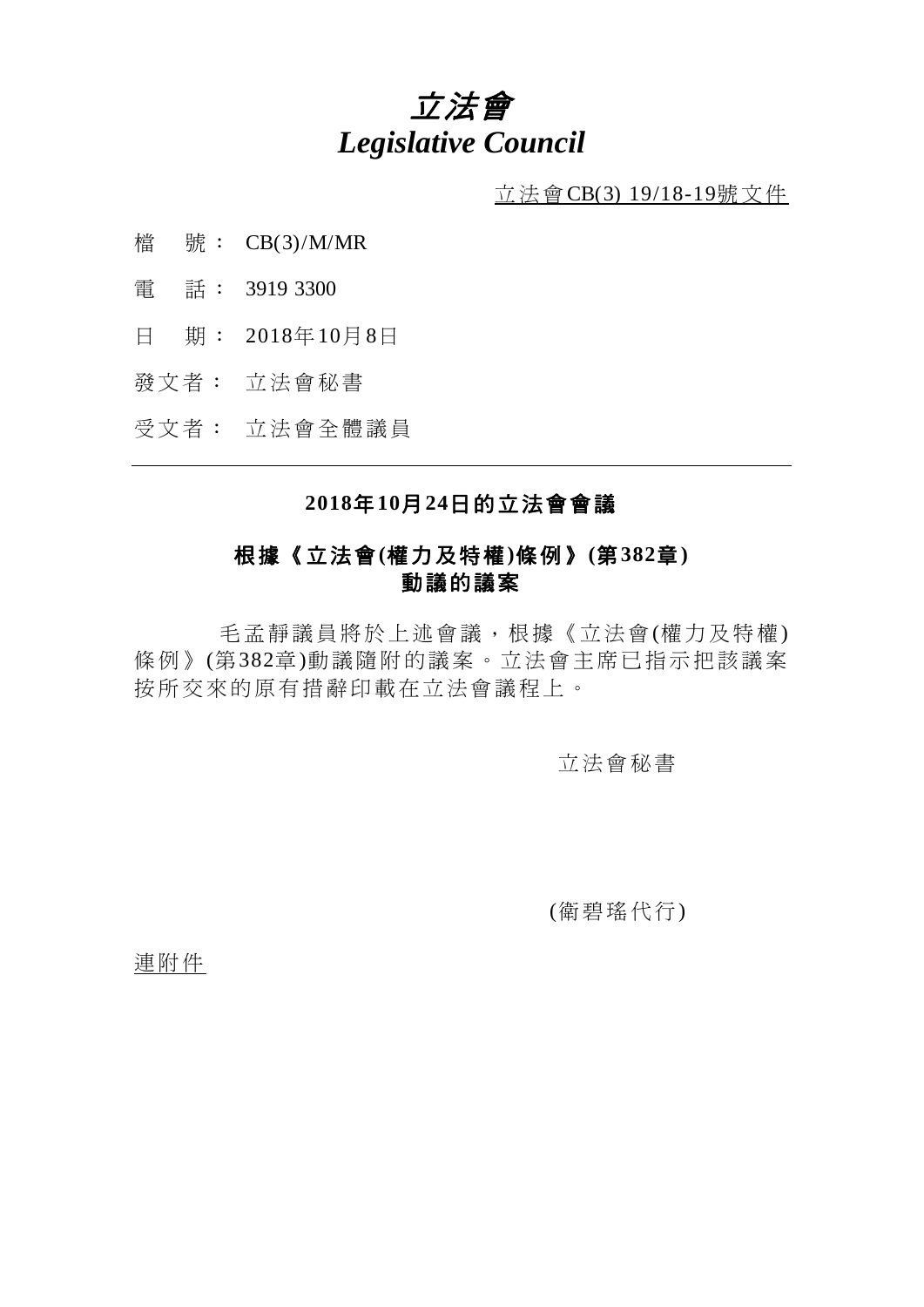# *立法會*
# *Legislative Council*

立法會CB(3) 19/18-19號文件

檔　號： CB(3)/M/MR

電　話： 3919 3300

日　期： 2018年10月8日

發文者： 立法會秘書

受文者： 立法會全體議員

---

**2018年10月24日的立法會會議**

**根據《立法會(權力及特權)條例》(第382章)**
**動議的議案**

毛孟靜議員將於上述會議，根據《立法會(權力及特權)條例》(第382章)動議隨附的議案。立法會主席已指示把該議案按所交來的原有措辭印載在立法會議程上。

立法會秘書

(衞碧瑤代行)

連附件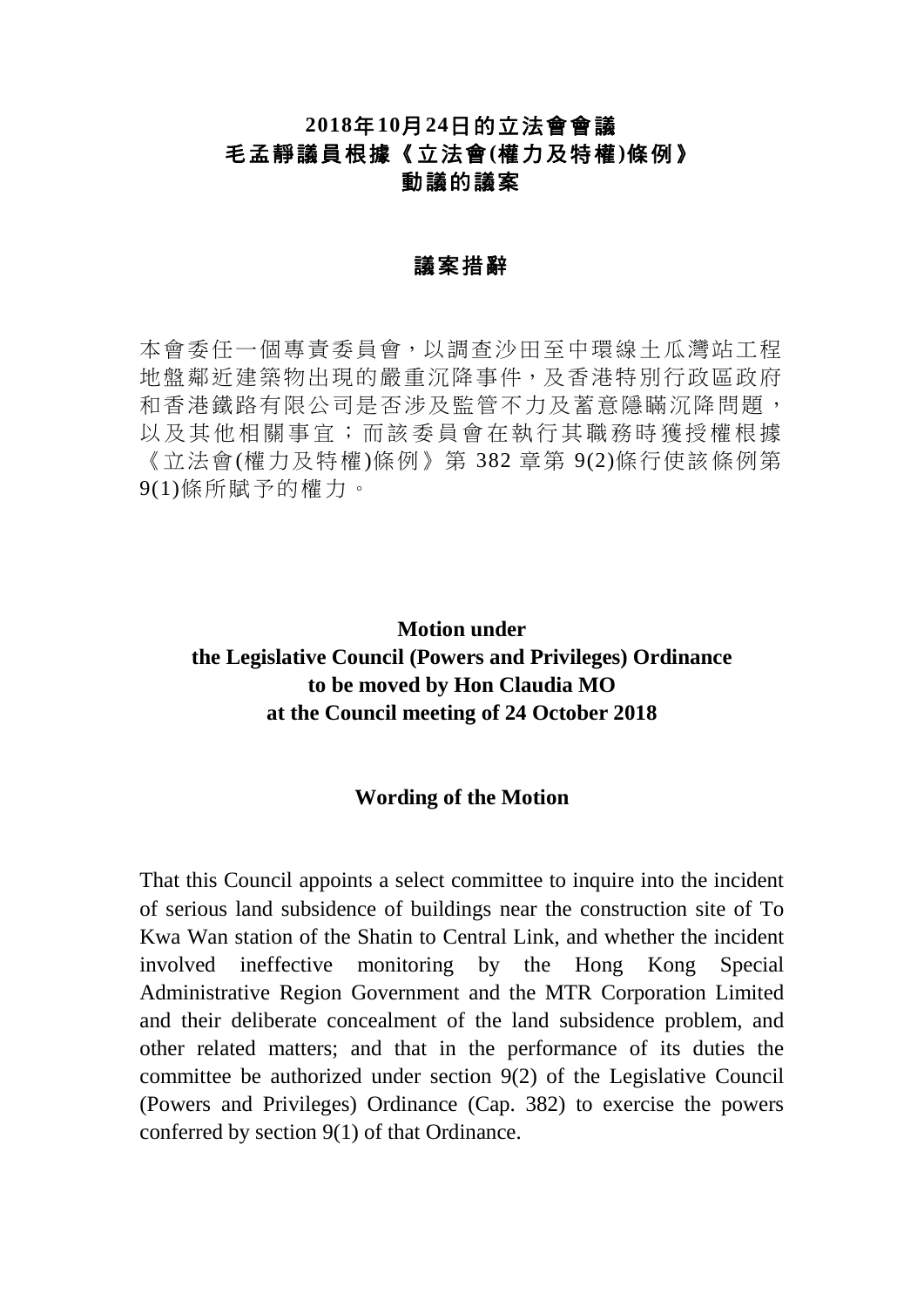**2018年10月24日的立法會會議**
**毛孟靜議員根據《立法會(權力及特權)條例》**
**動議的議案**

**議案措辭**

本會委任一個專責委員會，以調查沙田至中環線土瓜灣站工程地盤鄰近建築物出現的嚴重沉降事件，及香港特別行政區政府和香港鐵路有限公司是否涉及監管不力及蓄意隱瞞沉降問題，以及其他相關事宜；而該委員會在執行其職務時獲授權根據《立法會(權力及特權)條例》第 382 章第 9(2)條行使該條例第 9(1)條所賦予的權力。

**Motion under**
**the Legislative Council (Powers and Privileges) Ordinance**
**to be moved by Hon Claudia MO**
**at the Council meeting of 24 October 2018**

**Wording of the Motion**

That this Council appoints a select committee to inquire into the incident of serious land subsidence of buildings near the construction site of To Kwa Wan station of the Shatin to Central Link, and whether the incident involved ineffective monitoring by the Hong Kong Special Administrative Region Government and the MTR Corporation Limited and their deliberate concealment of the land subsidence problem, and other related matters; and that in the performance of its duties the committee be authorized under section 9(2) of the Legislative Council (Powers and Privileges) Ordinance (Cap. 382) to exercise the powers conferred by section 9(1) of that Ordinance.